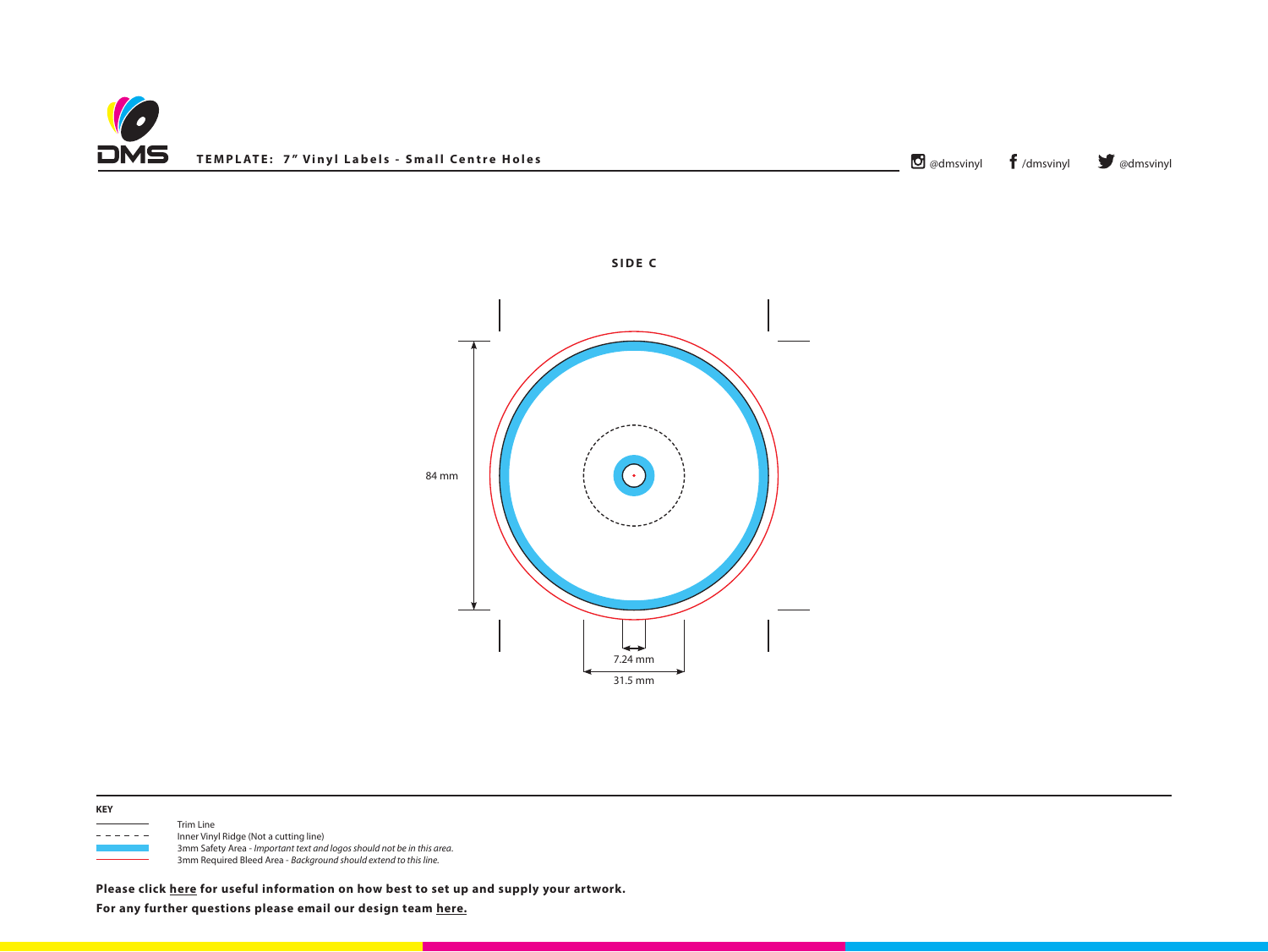**DMS**

**TEMPLATE: 7" Vinyl Labels - Small Centre Holes**

@dmsvinyl /dmsvinyl @dmsvinyl

**SIDE C**

84 mm

7.24 mm

31.5 mm

**KEY**

- Trim Line
- Inner Vinyl Ridge (Not a cutting line)
- 3mm Safety Area - *Important text and logos should not be in this area.*
- 3mm Required Bleed Area - *Background should extend to this line.*

**Please click here for useful information on how best to set up and supply your artwork.**

**For any further questions please email our design team here.**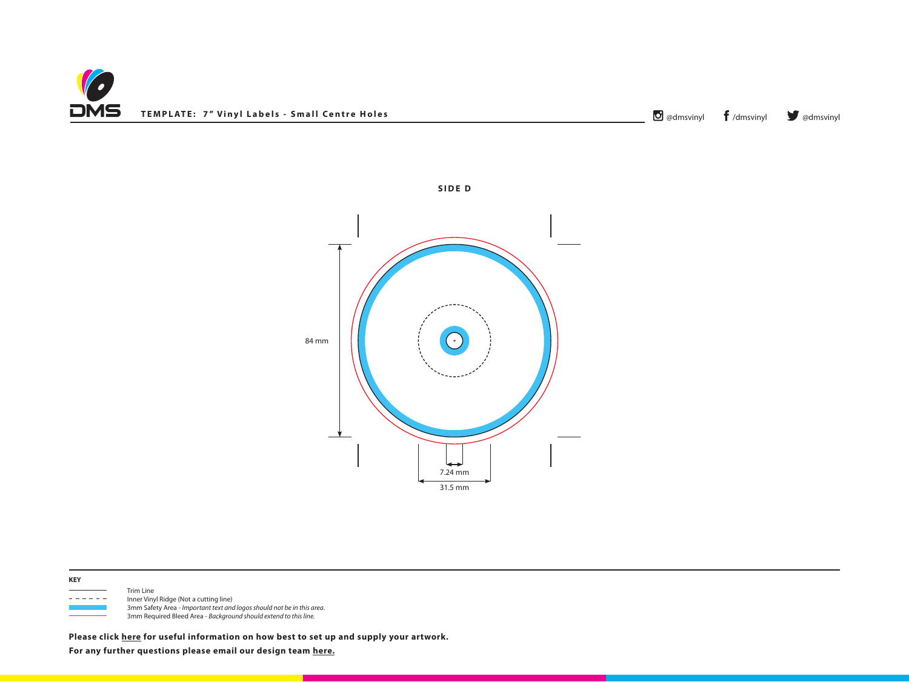DMS

**TEMPLATE: 7" Vinyl Labels - Small Centre Holes**

@dmsvinyl /dmsvinyl @dmsvinyl

**SIDE D**

84 mm

7.24 mm

31.5 mm

**KEY**

Trim Line

Inner Vinyl Ridge (Not a cutting line)

3mm Safety Area - *Important text and logos should not be in this area.*

3mm Required Bleed Area - *Background should extend to this line.*

**Please click here for useful information on how best to set up and supply your artwork.**

**For any further questions please email our design team here.**